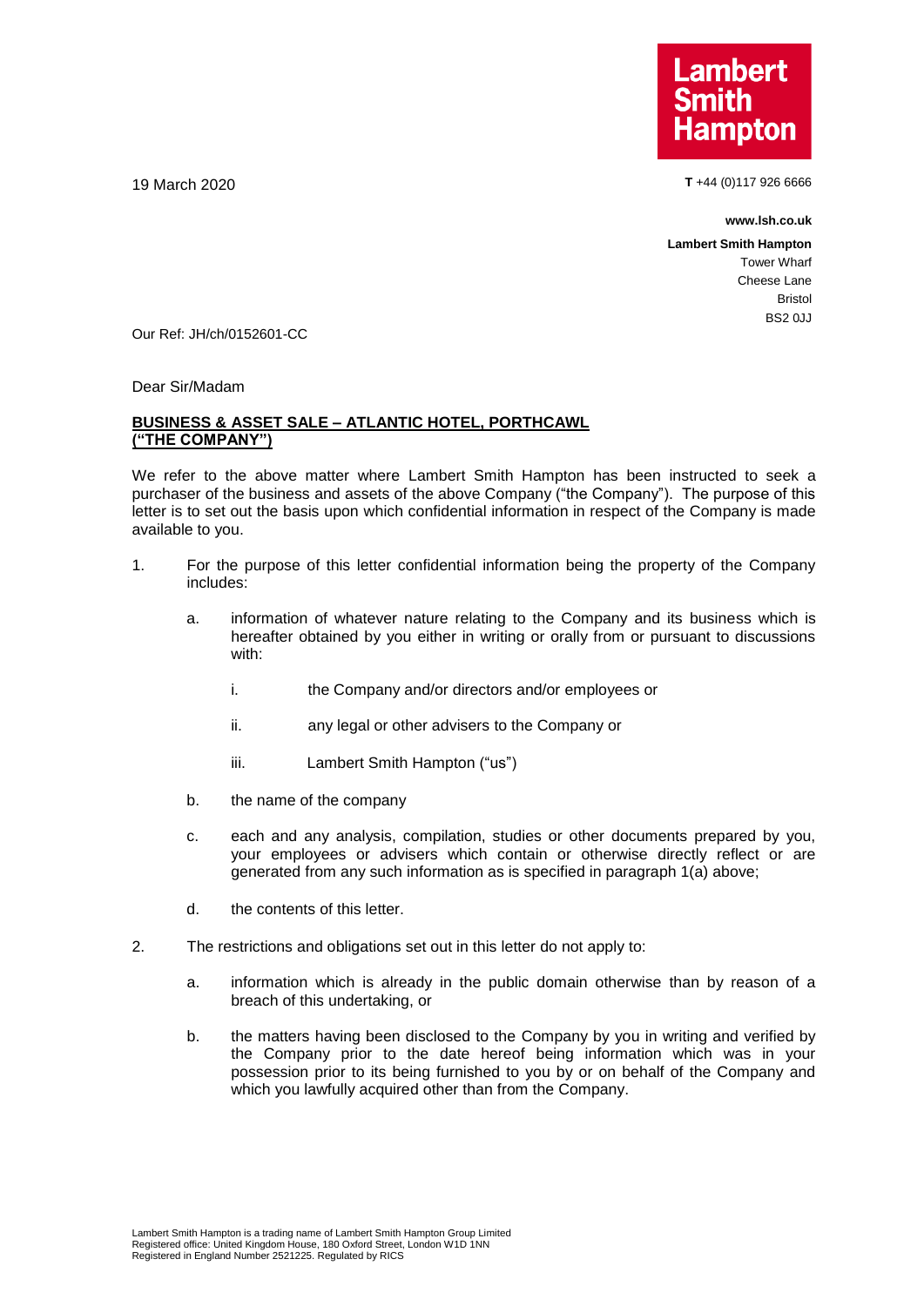Lambert Smith Hampton

19 March 2020

**T** +44 (0)117 926 6666

**www.lsh.co.uk**

**Lambert Smith Hampton**
Tower Wharf
Cheese Lane
Bristol
BS2 0JJ

Our Ref: JH/ch/0152601-CC

Dear Sir/Madam

**BUSINESS & ASSET SALE – ATLANTIC HOTEL, PORTHCAWL ("THE COMPANY")**

We refer to the above matter where Lambert Smith Hampton has been instructed to seek a purchaser of the business and assets of the above Company ("the Company"). The purpose of this letter is to set out the basis upon which confidential information in respect of the Company is made available to you.

1. For the purpose of this letter confidential information being the property of the Company includes:

   a. information of whatever nature relating to the Company and its business which is hereafter obtained by you either in writing or orally from or pursuant to discussions with:

      i. the Company and/or directors and/or employees or

      ii. any legal or other advisers to the Company or

      iii. Lambert Smith Hampton ("us")

   b. the name of the company

   c. each and any analysis, compilation, studies or other documents prepared by you, your employees or advisers which contain or otherwise directly reflect or are generated from any such information as is specified in paragraph 1(a) above;

   d. the contents of this letter.

2. The restrictions and obligations set out in this letter do not apply to:

   a. information which is already in the public domain otherwise than by reason of a breach of this undertaking, or

   b. the matters having been disclosed to the Company by you in writing and verified by the Company prior to the date hereof being information which was in your possession prior to its being furnished to you by or on behalf of the Company and which you lawfully acquired other than from the Company.

Lambert Smith Hampton is a trading name of Lambert Smith Hampton Group Limited
Registered office: United Kingdom House, 180 Oxford Street, London W1D 1NN
Registered in England Number 2521225. Regulated by RICS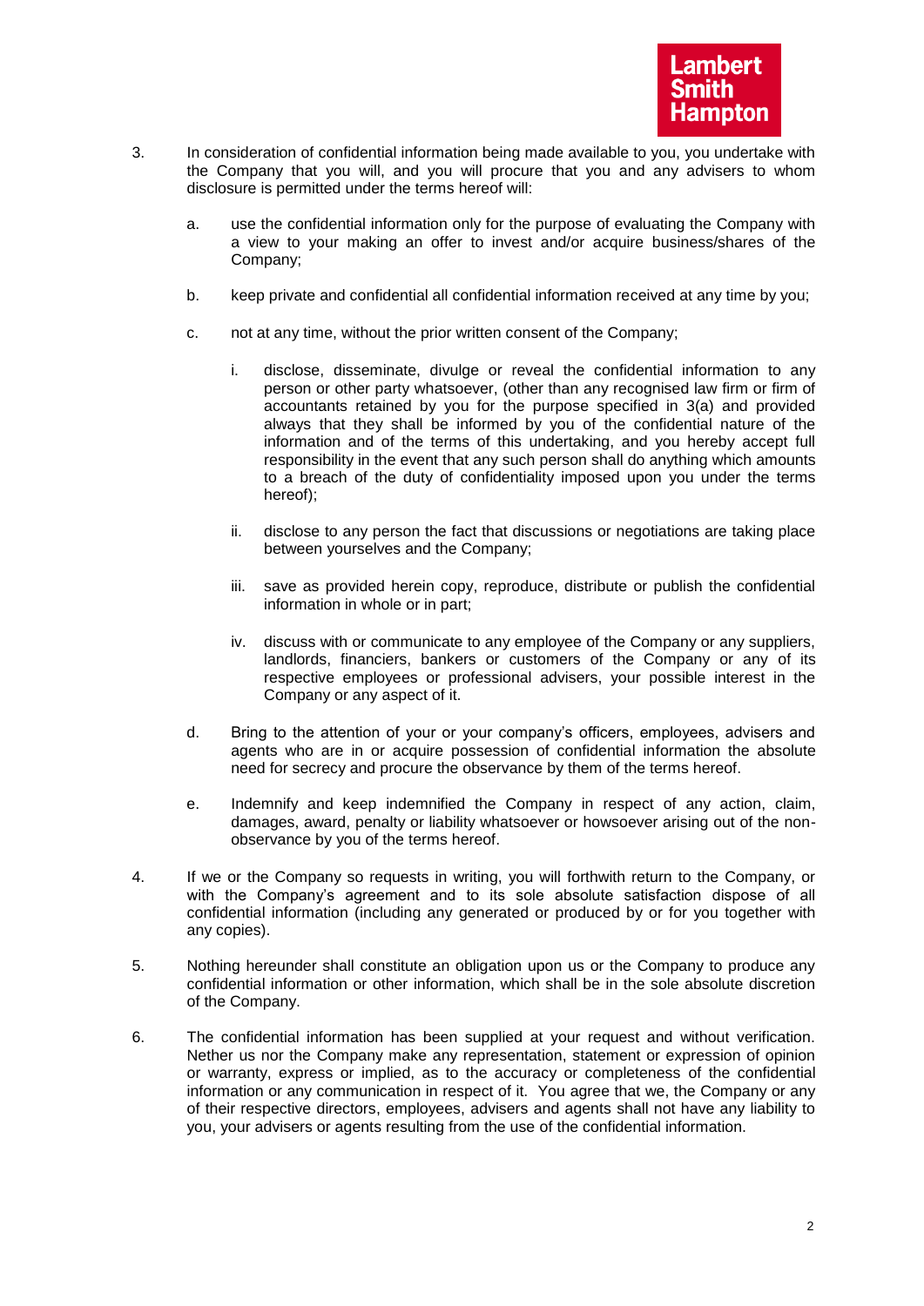3. In consideration of confidential information being made available to you, you undertake with the Company that you will, and you will procure that you and any advisers to whom disclosure is permitted under the terms hereof will:

   a. use the confidential information only for the purpose of evaluating the Company with a view to your making an offer to invest and/or acquire business/shares of the Company;

   b. keep private and confidential all confidential information received at any time by you;

   c. not at any time, without the prior written consent of the Company;

      i. disclose, disseminate, divulge or reveal the confidential information to any person or other party whatsoever, (other than any recognised law firm or firm of accountants retained by you for the purpose specified in 3(a) and provided always that they shall be informed by you of the confidential nature of the information and of the terms of this undertaking, and you hereby accept full responsibility in the event that any such person shall do anything which amounts to a breach of the duty of confidentiality imposed upon you under the terms hereof);

      ii. disclose to any person the fact that discussions or negotiations are taking place between yourselves and the Company;

      iii. save as provided herein copy, reproduce, distribute or publish the confidential information in whole or in part;

      iv. discuss with or communicate to any employee of the Company or any suppliers, landlords, financiers, bankers or customers of the Company or any of its respective employees or professional advisers, your possible interest in the Company or any aspect of it.

   d. Bring to the attention of your or your company's officers, employees, advisers and agents who are in or acquire possession of confidential information the absolute need for secrecy and procure the observance by them of the terms hereof.

   e. Indemnify and keep indemnified the Company in respect of any action, claim, damages, award, penalty or liability whatsoever or howsoever arising out of the non-observance by you of the terms hereof.

4. If we or the Company so requests in writing, you will forthwith return to the Company, or with the Company's agreement and to its sole absolute satisfaction dispose of all confidential information (including any generated or produced by or for you together with any copies).

5. Nothing hereunder shall constitute an obligation upon us or the Company to produce any confidential information or other information, which shall be in the sole absolute discretion of the Company.

6. The confidential information has been supplied at your request and without verification. Nether us nor the Company make any representation, statement or expression of opinion or warranty, express or implied, as to the accuracy or completeness of the confidential information or any communication in respect of it. You agree that we, the Company or any of their respective directors, employees, advisers and agents shall not have any liability to you, your advisers or agents resulting from the use of the confidential information.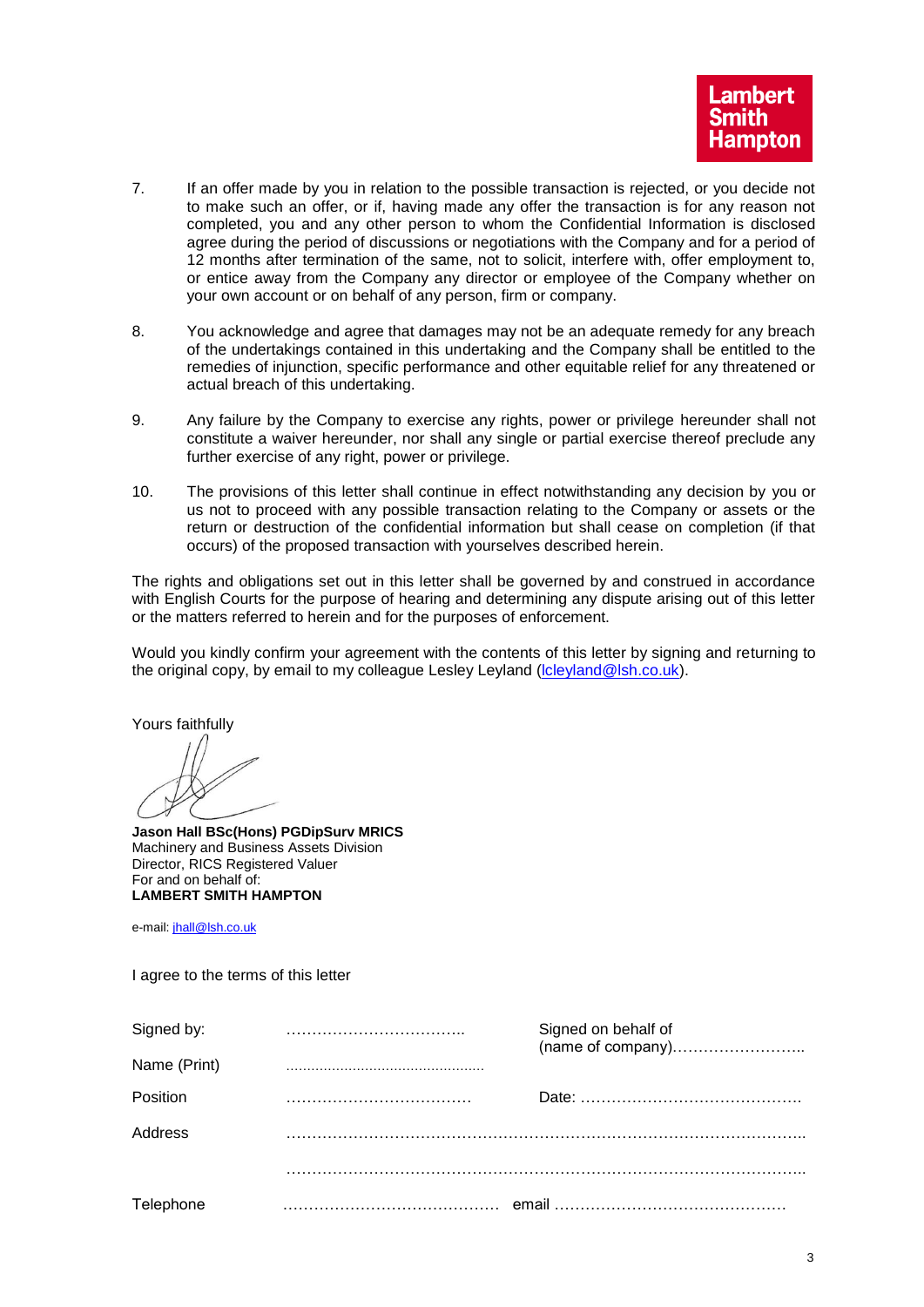7. If an offer made by you in relation to the possible transaction is rejected, or you decide not to make such an offer, or if, having made any offer the transaction is for any reason not completed, you and any other person to whom the Confidential Information is disclosed agree during the period of discussions or negotiations with the Company and for a period of 12 months after termination of the same, not to solicit, interfere with, offer employment to, or entice away from the Company any director or employee of the Company whether on your own account or on behalf of any person, firm or company.

8. You acknowledge and agree that damages may not be an adequate remedy for any breach of the undertakings contained in this undertaking and the Company shall be entitled to the remedies of injunction, specific performance and other equitable relief for any threatened or actual breach of this undertaking.

9. Any failure by the Company to exercise any rights, power or privilege hereunder shall not constitute a waiver hereunder, nor shall any single or partial exercise thereof preclude any further exercise of any right, power or privilege.

10. The provisions of this letter shall continue in effect notwithstanding any decision by you or us not to proceed with any possible transaction relating to the Company or assets or the return or destruction of the confidential information but shall cease on completion (if that occurs) of the proposed transaction with yourselves described herein.

The rights and obligations set out in this letter shall be governed by and construed in accordance with English Courts for the purpose of hearing and determining any dispute arising out of this letter or the matters referred to herein and for the purposes of enforcement.

Would you kindly confirm your agreement with the contents of this letter by signing and returning to the original copy, by email to my colleague Lesley Leyland (lcleyland@lsh.co.uk).

Yours faithfully

**Jason Hall BSc(Hons) PGDipSurv MRICS**
Machinery and Business Assets Division
Director, RICS Registered Valuer
For and on behalf of:
**LAMBERT SMITH HAMPTON**

e-mail: jhall@lsh.co.uk

I agree to the terms of this letter

Signed by: …………………………….. Signed on behalf of (name of company)……………………..

Name (Print) ………………………………………

Position ……………………………… Date: ……………………………………

Address ………………………………………………………………………………………..

………………………………………………………………………………………..

Telephone …………………………………… email ………………………………………